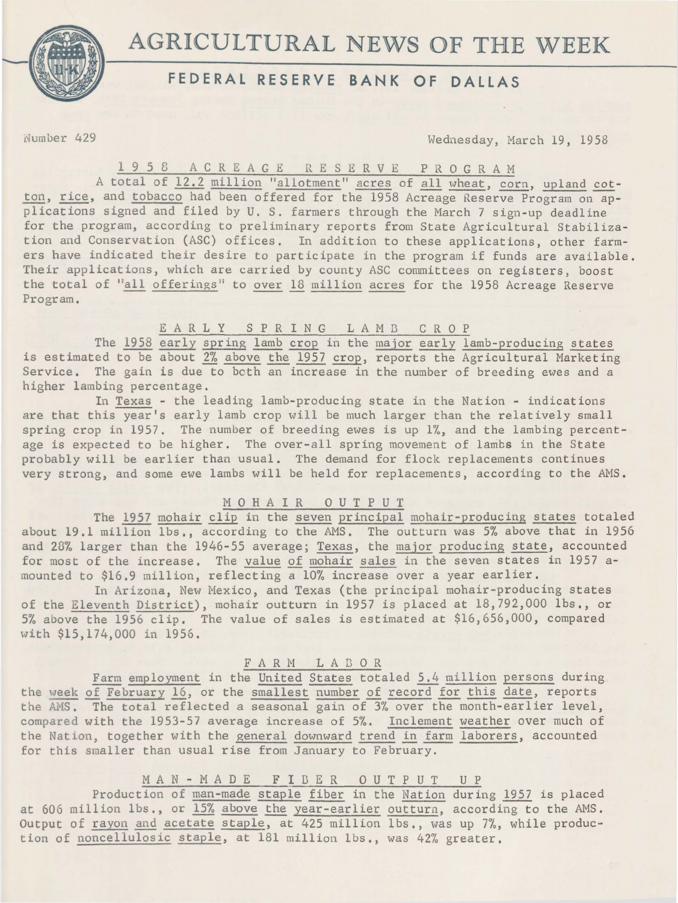# AGRICULTURAL NEWS OF THE WEEK

## FEDERAL RESERVE BANK OF DALLAS

Number 429 — Wednesday, March 19, 1958

### 1958 ACREAGE RESERVE PROGRAM

A total of 12.2 million "allotment" acres of all wheat, corn, upland cotton, rice, and tobacco had been offered for the 1958 Acreage Reserve Program on applications signed and filed by U. S. farmers through the March 7 sign-up deadline for the program, according to preliminary reports from State Agricultural Stabilization and Conservation (ASC) offices. In addition to these applications, other farmers have indicated their desire to participate in the program if funds are available. Their applications, which are carried by county ASC committees on registers, boost the total of "all offerings" to over 18 million acres for the 1958 Acreage Reserve Program.

### EARLY SPRING LAMB CROP

The 1958 early spring lamb crop in the major early lamb-producing states is estimated to be about 2% above the 1957 crop, reports the Agricultural Marketing Service. The gain is due to both an increase in the number of breeding ewes and a higher lambing percentage.

In Texas - the leading lamb-producing state in the Nation - indications are that this year's early lamb crop will be much larger than the relatively small spring crop in 1957. The number of breeding ewes is up 1%, and the lambing percentage is expected to be higher. The over-all spring movement of lambs in the State probably will be earlier than usual. The demand for flock replacements continues very strong, and some ewe lambs will be held for replacements, according to the AMS.

### MOHAIR OUTPUT

The 1957 mohair clip in the seven principal mohair-producing states totaled about 19.1 million lbs., according to the AMS. The outturn was 5% above that in 1956 and 28% larger than the 1946-55 average; Texas, the major producing state, accounted for most of the increase. The value of mohair sales in the seven states in 1957 amounted to \$16.9 million, reflecting a 10% increase over a year earlier.

In Arizona, New Mexico, and Texas (the principal mohair-producing states of the Eleventh District), mohair outturn in 1957 is placed at 18,792,000 lbs., or 5% above the 1956 clip. The value of sales is estimated at \$16,656,000, compared with \$15,174,000 in 1956.

### FARM LABOR

Farm employment in the United States totaled 5.4 million persons during the week of February 16, or the smallest number of record for this date, reports the AMS. The total reflected a seasonal gain of 3% over the month-earlier level, compared with the 1953-57 average increase of 5%. Inclement weather over much of the Nation, together with the general downward trend in farm laborers, accounted for this smaller than usual rise from January to February.

### MAN-MADE FIBER OUTPUT UP

Production of man-made staple fiber in the Nation during 1957 is placed at 606 million lbs., or 15% above the year-earlier outturn, according to the AMS. Output of rayon and acetate staple, at 425 million lbs., was up 7%, while production of noncellulosic staple, at 181 million lbs., was 42% greater.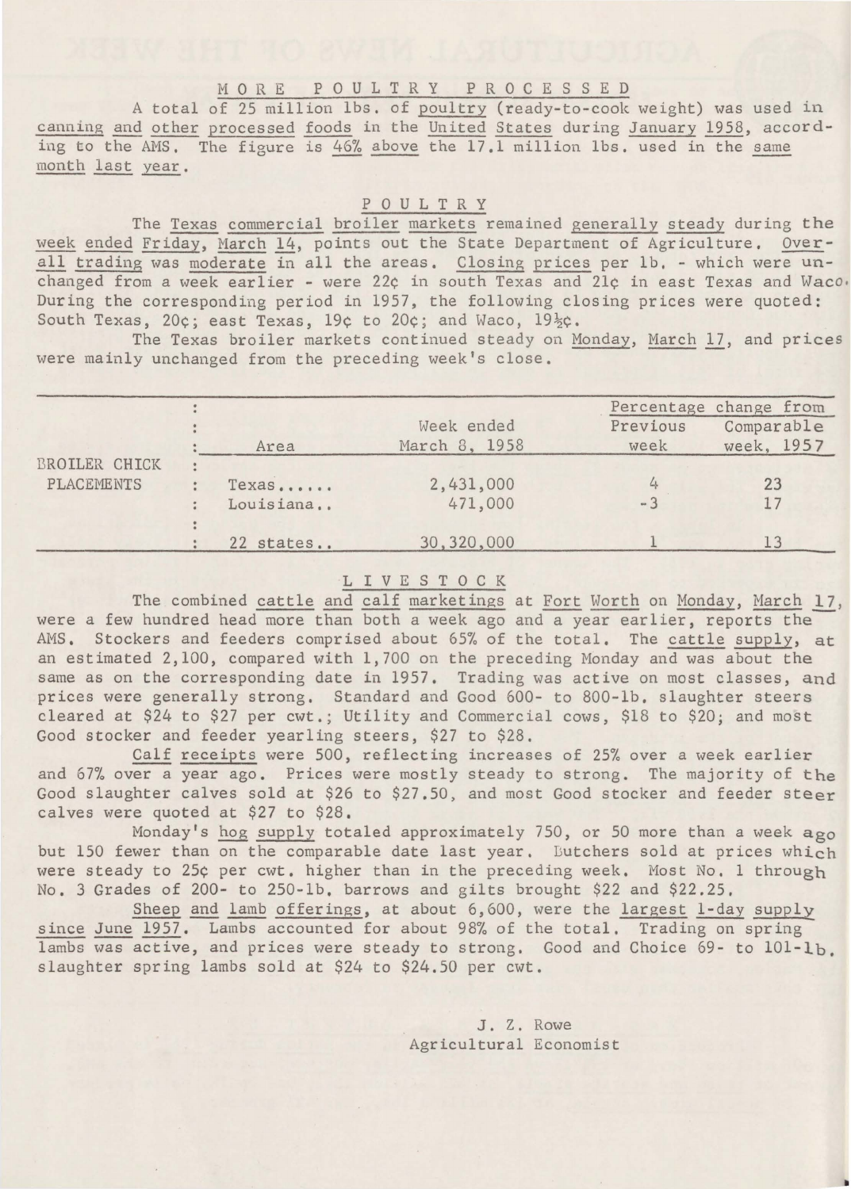## MORE POULTRY PROCESSED

A total of 25 million lbs. of poultry (ready-to-cook weight) was used in canning and other processed foods in the United States during January 1958, according to the AMS. The figure is 46% above the 17.1 million lbs. used in the same month last year.

## POULTRY

The Texas commercial broiler markets remained generally steady during the week ended Friday, March 14, points out the State Department of Agriculture. Overall trading was moderate in all the areas. Closing prices per lb. - which were unchanged from a week earlier - were 22¢ in south Texas and 21¢ in east Texas and Waco. During the corresponding period in 1957, the following closing prices were quoted: South Texas, 20¢; east Texas, 19¢ to 20¢; and Waco, 19½¢.

The Texas broiler markets continued steady on Monday, March 17, and prices were mainly unchanged from the preceding week's close.

| | Area | Week ended March 8, 1958 | Percentage change from | |
|---|---|---|---|---|
| | | | Previous week | Comparable week, 1957 |
| BROILER CHICK PLACEMENTS | Texas...... | 2,431,000 | 4 | 23 |
| | Louisiana.. | 471,000 | -3 | 17 |
| | 22 states.. | 30,320,000 | 1 | 13 |

## LIVESTOCK

The combined cattle and calf marketings at Fort Worth on Monday, March 17, were a few hundred head more than both a week ago and a year earlier, reports the AMS. Stockers and feeders comprised about 65% of the total. The cattle supply, at an estimated 2,100, compared with 1,700 on the preceding Monday and was about the same as on the corresponding date in 1957. Trading was active on most classes, and prices were generally strong. Standard and Good 600- to 800-lb. slaughter steers cleared at $24 to $27 per cwt.; Utility and Commercial cows, $18 to $20; and most Good stocker and feeder yearling steers, $27 to $28.

Calf receipts were 500, reflecting increases of 25% over a week earlier and 67% over a year ago. Prices were mostly steady to strong. The majority of the Good slaughter calves sold at $26 to $27.50, and most Good stocker and feeder steer calves were quoted at $27 to $28.

Monday's hog supply totaled approximately 750, or 50 more than a week ago but 150 fewer than on the comparable date last year. Butchers sold at prices which were steady to 25¢ per cwt. higher than in the preceding week. Most No. 1 through No. 3 Grades of 200- to 250-lb. barrows and gilts brought $22 and $22.25.

Sheep and lamb offerings, at about 6,600, were the largest 1-day supply since June 1957. Lambs accounted for about 98% of the total. Trading on spring lambs was active, and prices were steady to strong. Good and Choice 69- to 101-lb. slaughter spring lambs sold at $24 to $24.50 per cwt.

J. Z. Rowe
Agricultural Economist